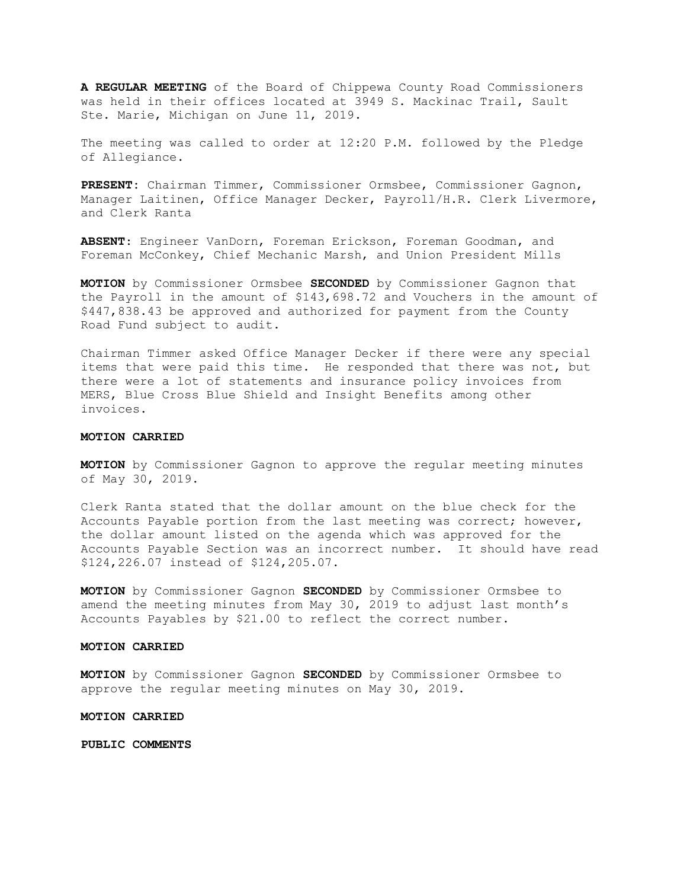**A REGULAR MEETING** of the Board of Chippewa County Road Commissioners was held in their offices located at 3949 S. Mackinac Trail, Sault Ste. Marie, Michigan on June 11, 2019.

The meeting was called to order at 12:20 P.M. followed by the Pledge of Allegiance.

**PRESENT**: Chairman Timmer, Commissioner Ormsbee, Commissioner Gagnon, Manager Laitinen, Office Manager Decker, Payroll/H.R. Clerk Livermore, and Clerk Ranta

**ABSENT**: Engineer VanDorn, Foreman Erickson, Foreman Goodman, and Foreman McConkey, Chief Mechanic Marsh, and Union President Mills

**MOTION** by Commissioner Ormsbee **SECONDED** by Commissioner Gagnon that the Payroll in the amount of $143,698.72 and Vouchers in the amount of $447,838.43 be approved and authorized for payment from the County Road Fund subject to audit.

Chairman Timmer asked Office Manager Decker if there were any special items that were paid this time. He responded that there was not, but there were a lot of statements and insurance policy invoices from MERS, Blue Cross Blue Shield and Insight Benefits among other invoices.

**MOTION CARRIED**

**MOTION** by Commissioner Gagnon to approve the regular meeting minutes of May 30, 2019.

Clerk Ranta stated that the dollar amount on the blue check for the Accounts Payable portion from the last meeting was correct; however, the dollar amount listed on the agenda which was approved for the Accounts Payable Section was an incorrect number. It should have read $124,226.07 instead of $124,205.07.

**MOTION** by Commissioner Gagnon **SECONDED** by Commissioner Ormsbee to amend the meeting minutes from May 30, 2019 to adjust last month's Accounts Payables by $21.00 to reflect the correct number.

**MOTION CARRIED**

**MOTION** by Commissioner Gagnon **SECONDED** by Commissioner Ormsbee to approve the regular meeting minutes on May 30, 2019.

**MOTION CARRIED**

**PUBLIC COMMENTS**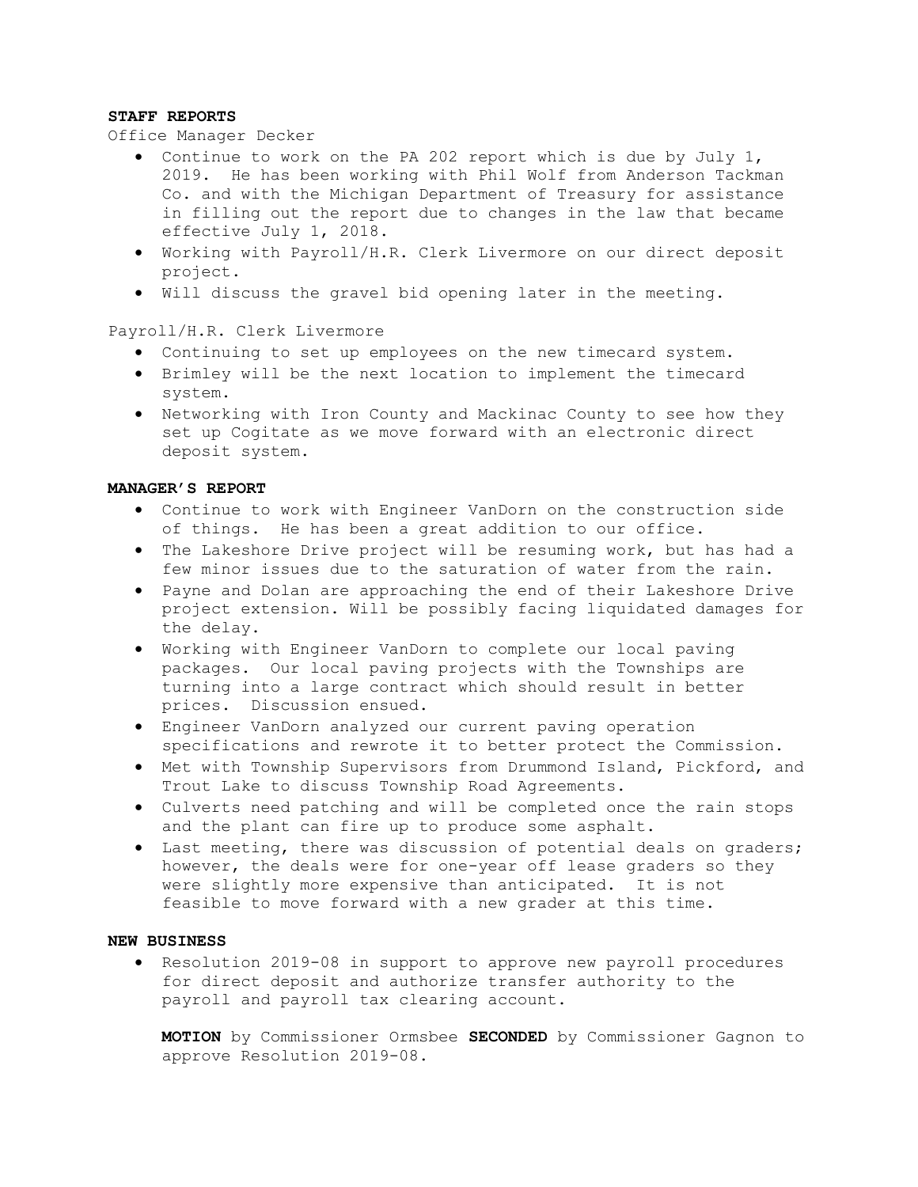**STAFF REPORTS**

Office Manager Decker

- Continue to work on the PA 202 report which is due by July 1, 2019. He has been working with Phil Wolf from Anderson Tackman Co. and with the Michigan Department of Treasury for assistance in filling out the report due to changes in the law that became effective July 1, 2018.
- Working with Payroll/H.R. Clerk Livermore on our direct deposit project.
- Will discuss the gravel bid opening later in the meeting.

Payroll/H.R. Clerk Livermore

- Continuing to set up employees on the new timecard system.
- Brimley will be the next location to implement the timecard system.
- Networking with Iron County and Mackinac County to see how they set up Cogitate as we move forward with an electronic direct deposit system.

**MANAGER'S REPORT**

- Continue to work with Engineer VanDorn on the construction side of things. He has been a great addition to our office.
- The Lakeshore Drive project will be resuming work, but has had a few minor issues due to the saturation of water from the rain.
- Payne and Dolan are approaching the end of their Lakeshore Drive project extension. Will be possibly facing liquidated damages for the delay.
- Working with Engineer VanDorn to complete our local paving packages. Our local paving projects with the Townships are turning into a large contract which should result in better prices. Discussion ensued.
- Engineer VanDorn analyzed our current paving operation specifications and rewrote it to better protect the Commission.
- Met with Township Supervisors from Drummond Island, Pickford, and Trout Lake to discuss Township Road Agreements.
- Culverts need patching and will be completed once the rain stops and the plant can fire up to produce some asphalt.
- Last meeting, there was discussion of potential deals on graders; however, the deals were for one-year off lease graders so they were slightly more expensive than anticipated. It is not feasible to move forward with a new grader at this time.

**NEW BUSINESS**

- Resolution 2019-08 in support to approve new payroll procedures for direct deposit and authorize transfer authority to the payroll and payroll tax clearing account.

  **MOTION** by Commissioner Ormsbee **SECONDED** by Commissioner Gagnon to approve Resolution 2019-08.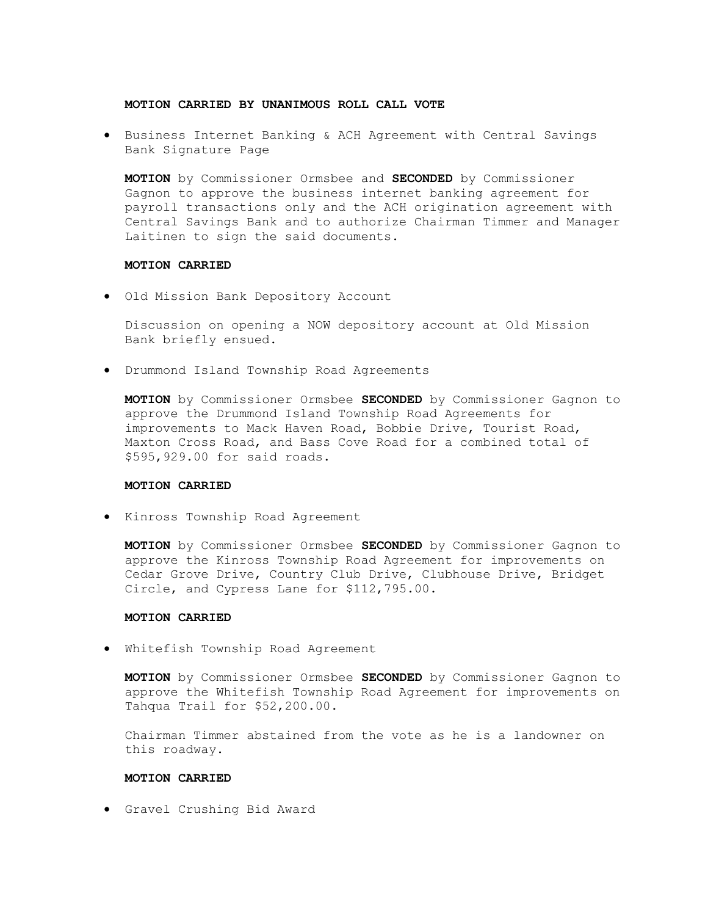**MOTION CARRIED BY UNANIMOUS ROLL CALL VOTE**

- Business Internet Banking & ACH Agreement with Central Savings Bank Signature Page

  **MOTION** by Commissioner Ormsbee and **SECONDED** by Commissioner Gagnon to approve the business internet banking agreement for payroll transactions only and the ACH origination agreement with Central Savings Bank and to authorize Chairman Timmer and Manager Laitinen to sign the said documents.

  **MOTION CARRIED**

- Old Mission Bank Depository Account

  Discussion on opening a NOW depository account at Old Mission Bank briefly ensued.

- Drummond Island Township Road Agreements

  **MOTION** by Commissioner Ormsbee **SECONDED** by Commissioner Gagnon to approve the Drummond Island Township Road Agreements for improvements to Mack Haven Road, Bobbie Drive, Tourist Road, Maxton Cross Road, and Bass Cove Road for a combined total of $595,929.00 for said roads.

  **MOTION CARRIED**

- Kinross Township Road Agreement

  **MOTION** by Commissioner Ormsbee **SECONDED** by Commissioner Gagnon to approve the Kinross Township Road Agreement for improvements on Cedar Grove Drive, Country Club Drive, Clubhouse Drive, Bridget Circle, and Cypress Lane for $112,795.00.

  **MOTION CARRIED**

- Whitefish Township Road Agreement

  **MOTION** by Commissioner Ormsbee **SECONDED** by Commissioner Gagnon to approve the Whitefish Township Road Agreement for improvements on Tahqua Trail for $52,200.00.

  Chairman Timmer abstained from the vote as he is a landowner on this roadway.

  **MOTION CARRIED**

- Gravel Crushing Bid Award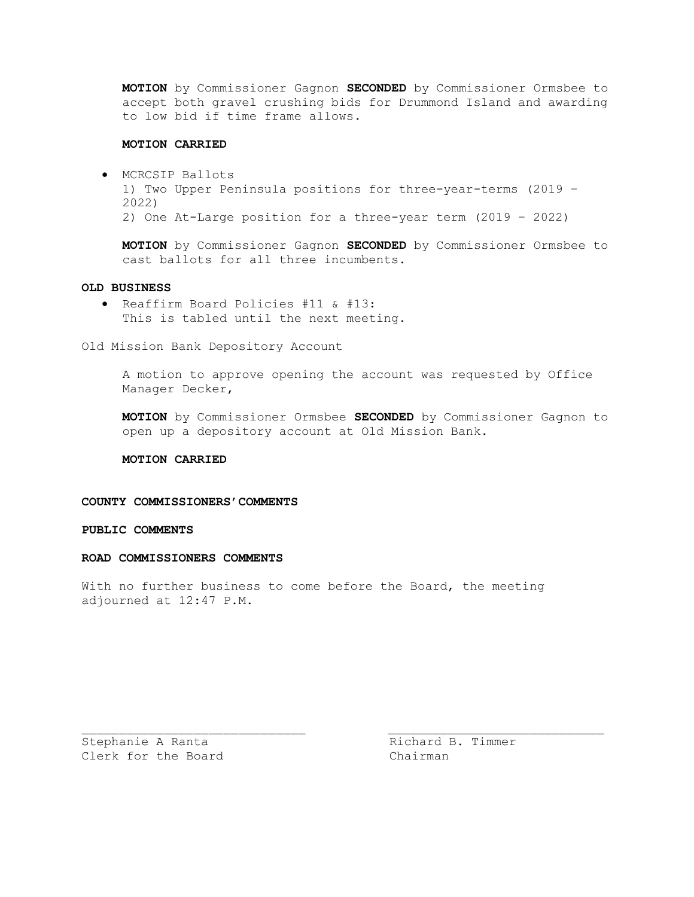**MOTION** by Commissioner Gagnon **SECONDED** by Commissioner Ormsbee to accept both gravel crushing bids for Drummond Island and awarding to low bid if time frame allows.

**MOTION CARRIED**

- MCRCSIP Ballots
  1) Two Upper Peninsula positions for three-year-terms (2019 – 2022)
  2) One At-Large position for a three-year term (2019 – 2022)

  **MOTION** by Commissioner Gagnon **SECONDED** by Commissioner Ormsbee to cast ballots for all three incumbents.

**OLD BUSINESS**

- Reaffirm Board Policies #11 & #13:
  This is tabled until the next meeting.

Old Mission Bank Depository Account

A motion to approve opening the account was requested by Office Manager Decker,

**MOTION** by Commissioner Ormsbee **SECONDED** by Commissioner Gagnon to open up a depository account at Old Mission Bank.

**MOTION CARRIED**

**COUNTY COMMISSIONERS' COMMENTS**

**PUBLIC COMMENTS**

**ROAD COMMISSIONERS COMMENTS**

With no further business to come before the Board, the meeting adjourned at 12:47 P.M.

\_\_\_\_\_\_\_\_\_\_\_\_\_\_\_\_\_\_\_\_\_\_\_\_\_\_\_\_\_\_
Stephanie A Ranta
Clerk for the Board

\_\_\_\_\_\_\_\_\_\_\_\_\_\_\_\_\_\_\_\_\_\_\_\_\_\_\_\_\_\_
Richard B. Timmer
Chairman